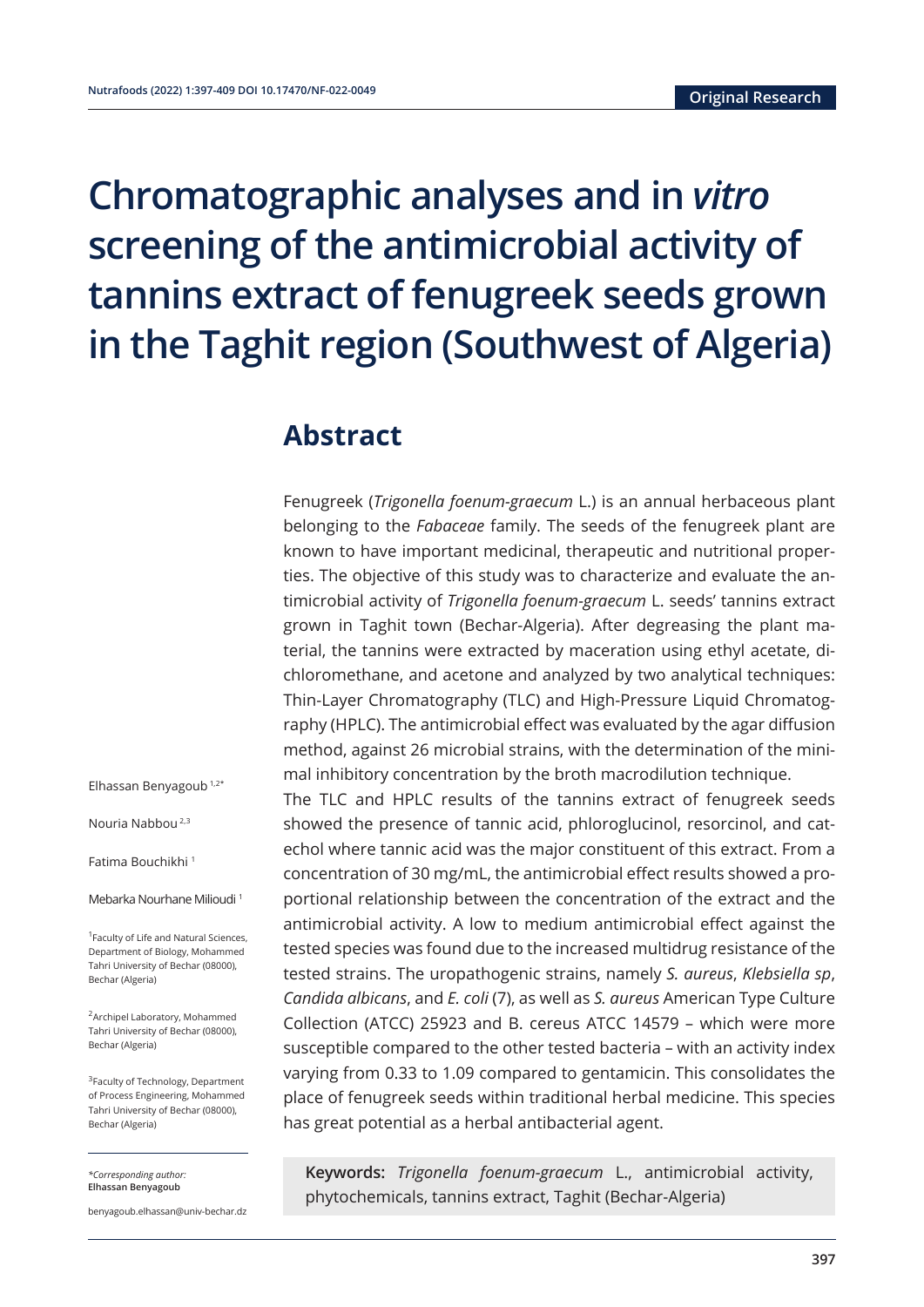Original Research

# Chromatographic analyses and in *vitro* screening of the antimicrobial activity of tannins extract of fenugreek seeds grown in the Taghit region (Southwest of Algeria)

Elhassan Benyagoub [1,2*]

Nouria Nabbou [2,3]

Fatima Bouchikhi [1]

Mebarka Nourhane Milioudi [1]

[1]Faculty of Life and Natural Sciences, Department of Biology, Mohammed Tahri University of Bechar (08000), Bechar (Algeria)

[2]Archipel Laboratory, Mohammed Tahri University of Bechar (08000), Bechar (Algeria)

[3]Faculty of Technology, Department of Process Engineering, Mohammed Tahri University of Bechar (08000), Bechar (Algeria)

*Corresponding author: **Elhassan Benyagoub**

benyagoub.elhassan@univ-bechar.dz

## Abstract

Fenugreek (*Trigonella foenum-graecum* L.) is an annual herbaceous plant belonging to the *Fabaceae* family. The seeds of the fenugreek plant are known to have important medicinal, therapeutic and nutritional properties. The objective of this study was to characterize and evaluate the antimicrobial activity of *Trigonella foenum-graecum* L. seeds' tannins extract grown in Taghit town (Bechar-Algeria). After degreasing the plant material, the tannins were extracted by maceration using ethyl acetate, dichloromethane, and acetone and analyzed by two analytical techniques: Thin-Layer Chromatography (TLC) and High-Pressure Liquid Chromatography (HPLC). The antimicrobial effect was evaluated by the agar diffusion method, against 26 microbial strains, with the determination of the minimal inhibitory concentration by the broth macrodilution technique.

The TLC and HPLC results of the tannins extract of fenugreek seeds showed the presence of tannic acid, phloroglucinol, resorcinol, and catechol where tannic acid was the major constituent of this extract. From a concentration of 30 mg/mL, the antimicrobial effect results showed a proportional relationship between the concentration of the extract and the antimicrobial activity. A low to medium antimicrobial effect against the tested species was found due to the increased multidrug resistance of the tested strains. The uropathogenic strains, namely *S. aureus*, *Klebsiella sp*, *Candida albicans*, and *E. coli* (7), as well as *S. aureus* American Type Culture Collection (ATCC) 25923 and B. cereus ATCC 14579 – which were more susceptible compared to the other tested bacteria – with an activity index varying from 0.33 to 1.09 compared to gentamicin. This consolidates the place of fenugreek seeds within traditional herbal medicine. This species has great potential as a herbal antibacterial agent.

**Keywords:** *Trigonella foenum-graecum* L., antimicrobial activity, phytochemicals, tannins extract, Taghit (Bechar-Algeria)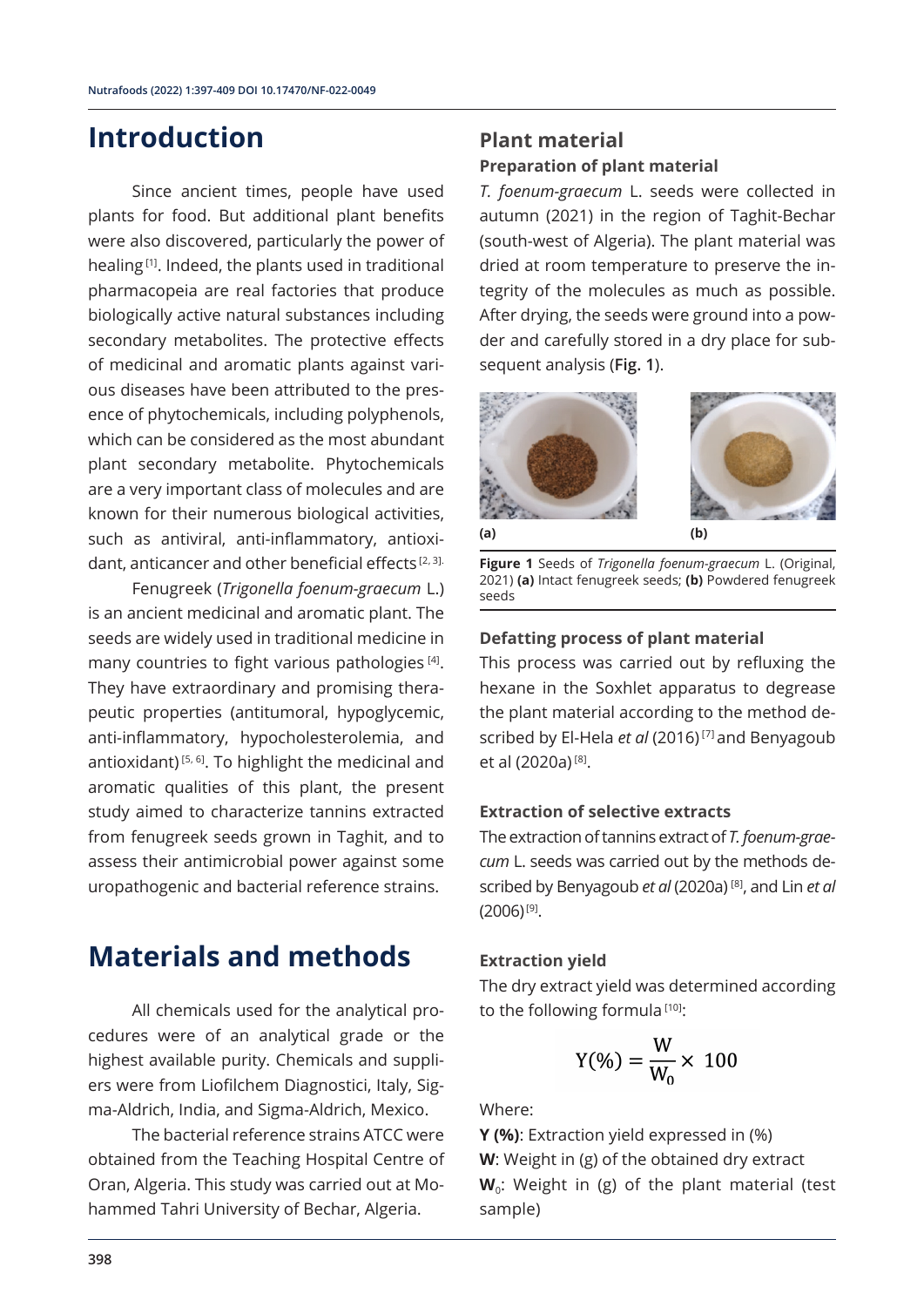## Introduction

Since ancient times, people have used plants for food. But additional plant benefits were also discovered, particularly the power of healing [1]. Indeed, the plants used in traditional pharmacopeia are real factories that produce biologically active natural substances including secondary metabolites. The protective effects of medicinal and aromatic plants against various diseases have been attributed to the presence of phytochemicals, including polyphenols, which can be considered as the most abundant plant secondary metabolite. Phytochemicals are a very important class of molecules and are known for their numerous biological activities, such as antiviral, anti-inflammatory, antioxidant, anticancer and other beneficial effects [2, 3].

Fenugreek (*Trigonella foenum-graecum* L.) is an ancient medicinal and aromatic plant. The seeds are widely used in traditional medicine in many countries to fight various pathologies [4]. They have extraordinary and promising therapeutic properties (antitumoral, hypoglycemic, anti-inflammatory, hypocholesterolemia, and antioxidant) [5, 6]. To highlight the medicinal and aromatic qualities of this plant, the present study aimed to characterize tannins extracted from fenugreek seeds grown in Taghit, and to assess their antimicrobial power against some uropathogenic and bacterial reference strains.

## Materials and methods

All chemicals used for the analytical procedures were of an analytical grade or the highest available purity. Chemicals and suppliers were from Liofilchem Diagnostici, Italy, Sigma-Aldrich, India, and Sigma-Aldrich, Mexico.

The bacterial reference strains ATCC were obtained from the Teaching Hospital Centre of Oran, Algeria. This study was carried out at Mohammed Tahri University of Bechar, Algeria.

### Plant material

#### Preparation of plant material

*T. foenum-graecum* L. seeds were collected in autumn (2021) in the region of Taghit-Bechar (south-west of Algeria). The plant material was dried at room temperature to preserve the integrity of the molecules as much as possible. After drying, the seeds were ground into a powder and carefully stored in a dry place for subsequent analysis (**Fig. 1**).

**Figure 1** Seeds of *Trigonella foenum-graecum* L. (Original, 2021) **(a)** Intact fenugreek seeds; **(b)** Powdered fenugreek seeds

#### Defatting process of plant material

This process was carried out by refluxing the hexane in the Soxhlet apparatus to degrease the plant material according to the method described by El-Hela *et al* (2016) [7] and Benyagoub et al (2020a) [8].

#### Extraction of selective extracts

The extraction of tannins extract of *T. foenum-graecum* L. seeds was carried out by the methods described by Benyagoub *et al* (2020a) [8], and Lin *et al* (2006) [9].

#### Extraction yield

The dry extract yield was determined according to the following formula [10]:

$$Y(\%) = \frac{W}{W_0} \times 100$$

Where:

**Y (%)**: Extraction yield expressed in (%)

**W**: Weight in (g) of the obtained dry extract

**$W_0$**: Weight in (g) of the plant material (test sample)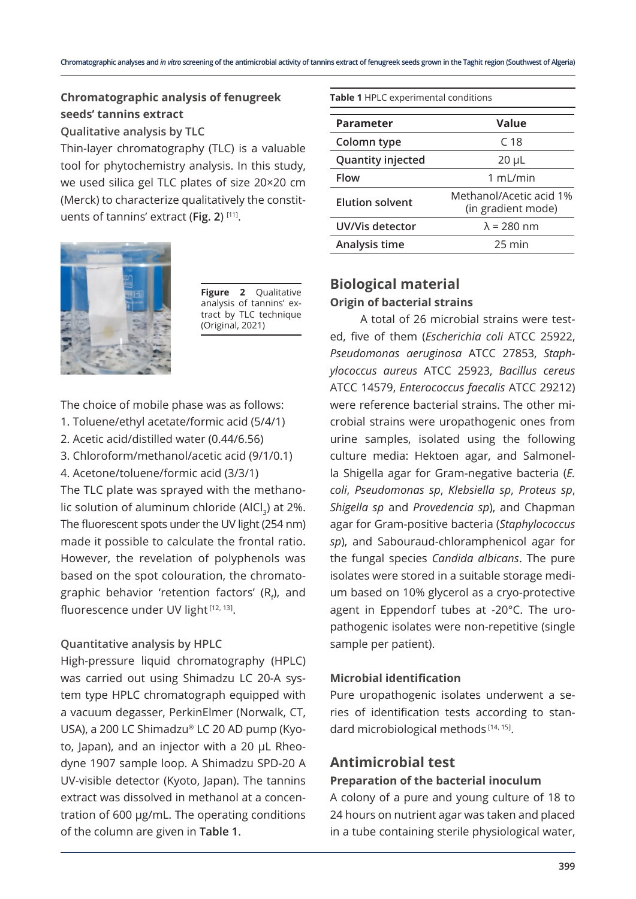## Chromatographic analysis of fenugreek seeds' tannins extract

### Qualitative analysis by TLC

Thin-layer chromatography (TLC) is a valuable tool for phytochemistry analysis. In this study, we used silica gel TLC plates of size 20×20 cm (Merck) to characterize qualitatively the constituents of tannins' extract (**Fig. 2**) [11].

**Figure 2** Qualitative analysis of tannins' extract by TLC technique (Original, 2021)

The choice of mobile phase was as follows:

1. Toluene/ethyl acetate/formic acid (5/4/1)
2. Acetic acid/distilled water (0.44/6.56)
3. Chloroform/methanol/acetic acid (9/1/0.1)
4. Acetone/toluene/formic acid (3/3/1)

The TLC plate was sprayed with the methanolic solution of aluminum chloride ($AlCl_3$) at 2%. The fluorescent spots under the UV light (254 nm) made it possible to calculate the frontal ratio. However, the revelation of polyphenols was based on the spot colouration, the chromatographic behavior 'retention factors' ($R_f$), and fluorescence under UV light [12, 13].

### Quantitative analysis by HPLC

High-pressure liquid chromatography (HPLC) was carried out using Shimadzu LC 20-A system type HPLC chromatograph equipped with a vacuum degasser, PerkinElmer (Norwalk, CT, USA), a 200 LC Shimadzu® LC 20 AD pump (Kyoto, Japan), and an injector with a 20 µL Rheodyne 1907 sample loop. A Shimadzu SPD-20 A UV-visible detector (Kyoto, Japan). The tannins extract was dissolved in methanol at a concentration of 600 µg/mL. The operating conditions of the column are given in **Table 1**.

**Table 1** HPLC experimental conditions

| Parameter | Value |
|---|---|
| Colomn type | C 18 |
| Quantity injected | 20 µL |
| Flow | 1 mL/min |
| Elution solvent | Methanol/Acetic acid 1% (in gradient mode) |
| UV/Vis detector | λ = 280 nm |
| Analysis time | 25 min |

## Biological material

### Origin of bacterial strains

A total of 26 microbial strains were tested, five of them (*Escherichia coli* ATCC 25922, *Pseudomonas aeruginosa* ATCC 27853, *Staphylococcus aureus* ATCC 25923, *Bacillus cereus* ATCC 14579, *Enterococcus faecalis* ATCC 29212) were reference bacterial strains. The other microbial strains were uropathogenic ones from urine samples, isolated using the following culture media: Hektoen agar, and Salmonella Shigella agar for Gram-negative bacteria (*E. coli*, *Pseudomonas sp*, *Klebsiella sp*, *Proteus sp*, *Shigella sp* and *Provedencia sp*), and Chapman agar for Gram-positive bacteria (*Staphylococcus sp*), and Sabouraud-chloramphenicol agar for the fungal species *Candida albicans*. The pure isolates were stored in a suitable storage medium based on 10% glycerol as a cryo-protective agent in Eppendorf tubes at -20°C. The uropathogenic isolates were non-repetitive (single sample per patient).

### Microbial identification

Pure uropathogenic isolates underwent a series of identification tests according to standard microbiological methods [14, 15].

## Antimicrobial test

### Preparation of the bacterial inoculum

A colony of a pure and young culture of 18 to 24 hours on nutrient agar was taken and placed in a tube containing sterile physiological water,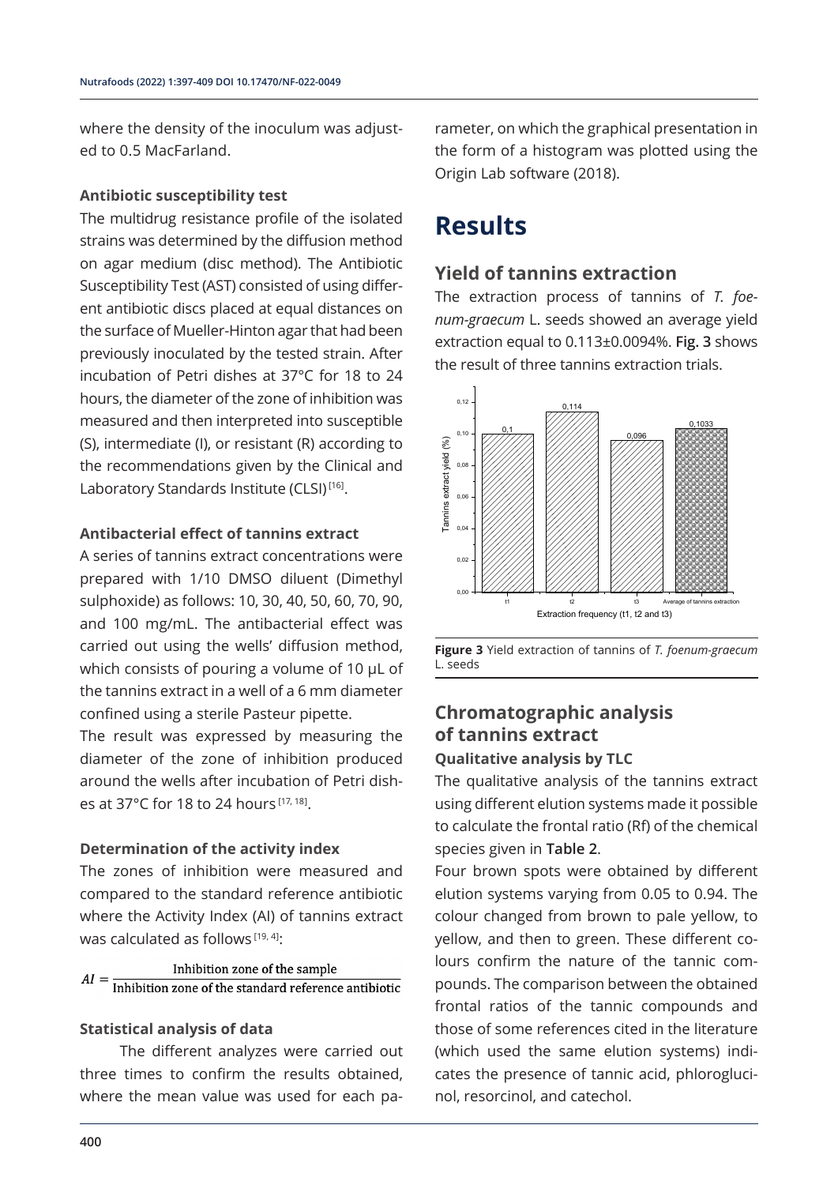where the density of the inoculum was adjusted to 0.5 MacFarland.

#### Antibiotic susceptibility test

The multidrug resistance profile of the isolated strains was determined by the diffusion method on agar medium (disc method). The Antibiotic Susceptibility Test (AST) consisted of using different antibiotic discs placed at equal distances on the surface of Mueller-Hinton agar that had been previously inoculated by the tested strain. After incubation of Petri dishes at 37°C for 18 to 24 hours, the diameter of the zone of inhibition was measured and then interpreted into susceptible (S), intermediate (I), or resistant (R) according to the recommendations given by the Clinical and Laboratory Standards Institute (CLSI) [16].

#### Antibacterial effect of tannins extract

A series of tannins extract concentrations were prepared with 1/10 DMSO diluent (Dimethyl sulphoxide) as follows: 10, 30, 40, 50, 60, 70, 90, and 100 mg/mL. The antibacterial effect was carried out using the wells' diffusion method, which consists of pouring a volume of 10 µL of the tannins extract in a well of a 6 mm diameter confined using a sterile Pasteur pipette.

The result was expressed by measuring the diameter of the zone of inhibition produced around the wells after incubation of Petri dishes at 37°C for 18 to 24 hours [17, 18].

#### Determination of the activity index

The zones of inhibition were measured and compared to the standard reference antibiotic where the Activity Index (AI) of tannins extract was calculated as follows [19, 4]:

$$AI = \frac{\text{Inhibition zone of the sample}}{\text{Inhibition zone of the standard reference antibiotic}}$$

#### Statistical analysis of data

The different analyzes were carried out three times to confirm the results obtained, where the mean value was used for each parameter, on which the graphical presentation in the form of a histogram was plotted using the Origin Lab software (2018).

# Results

## Yield of tannins extraction

The extraction process of tannins of *T. foenum-graecum* L. seeds showed an average yield extraction equal to 0.113±0.0094%. **Fig. 3** shows the result of three tannins extraction trials.

**Figure 3** Yield extraction of tannins of *T. foenum-graecum* L. seeds

## Chromatographic analysis of tannins extract

#### Qualitative analysis by TLC

The qualitative analysis of the tannins extract using different elution systems made it possible to calculate the frontal ratio (Rf) of the chemical species given in **Table 2**.

Four brown spots were obtained by different elution systems varying from 0.05 to 0.94. The colour changed from brown to pale yellow, to yellow, and then to green. These different colours confirm the nature of the tannic compounds. The comparison between the obtained frontal ratios of the tannic compounds and those of some references cited in the literature (which used the same elution systems) indicates the presence of tannic acid, phloroglucinol, resorcinol, and catechol.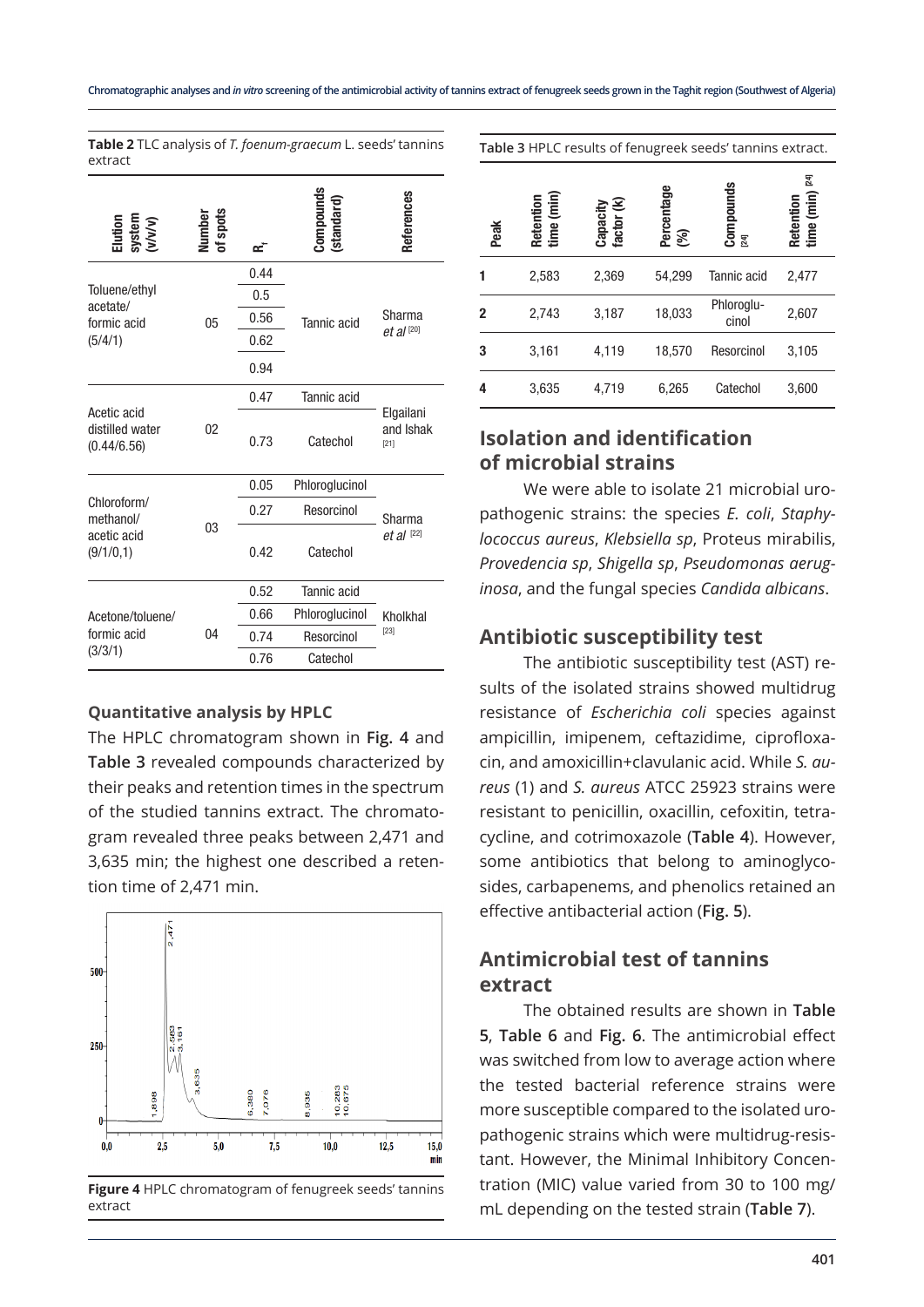**Table 2** TLC analysis of *T. foenum-graecum* L. seeds' tannins extract

| Elution system (v/v/v) | Number of spots | $R_f$ | Compounds (standard) | References |
|---|---|---|---|---|
| Toluene/ethyl acetate/ formic acid (5/4/1) | 05 | 0.44 | Tannic acid | Sharma *et al* [20] |
| | | 0.5 | | |
| | | 0.56 | | |
| | | 0.62 | | |
| | | 0.94 | | |
| Acetic acid distilled water (0.44/6.56) | 02 | 0.47 | Tannic acid | Elgailani and Ishak [21] |
| | | 0.73 | Catechol | |
| Chloroform/ methanol/ acetic acid (9/1/0,1) | 03 | 0.05 | Phloroglucinol | Sharma *et al* [22] |
| | | 0.27 | Resorcinol | |
| | | 0.42 | Catechol | |
| Acetone/toluene/ formic acid (3/3/1) | 04 | 0.52 | Tannic acid | Kholkhal [23] |
| | | 0.66 | Phloroglucinol | |
| | | 0.74 | Resorcinol | |
| | | 0.76 | Catechol | |

### Quantitative analysis by HPLC

The HPLC chromatogram shown in **Fig. 4** and **Table 3** revealed compounds characterized by their peaks and retention times in the spectrum of the studied tannins extract. The chromatogram revealed three peaks between 2,471 and 3,635 min; the highest one described a retention time of 2,471 min.

**Figure 4** HPLC chromatogram of fenugreek seeds' tannins extract

**Table 3** HPLC results of fenugreek seeds' tannins extract.

| Peak | Retention time (min) | Capacity factor (k) | Percentage (%) | Compounds [24] | Retention time (min) [24] |
|---|---|---|---|---|---|
| 1 | 2,583 | 2,369 | 54,299 | Tannic acid | 2,477 |
| 2 | 2,743 | 3,187 | 18,033 | Phloroglu-cinol | 2,607 |
| 3 | 3,161 | 4,119 | 18,570 | Resorcinol | 3,105 |
| 4 | 3,635 | 4,719 | 6,265 | Catechol | 3,600 |

## Isolation and identification of microbial strains

We were able to isolate 21 microbial uropathogenic strains: the species *E. coli*, *Staphylococcus aureus*, *Klebsiella sp*, Proteus mirabilis, *Provedencia sp*, *Shigella sp*, *Pseudomonas aeruginosa*, and the fungal species *Candida albicans*.

## Antibiotic susceptibility test

The antibiotic susceptibility test (AST) results of the isolated strains showed multidrug resistance of *Escherichia coli* species against ampicillin, imipenem, ceftazidime, ciprofloxacin, and amoxicillin+clavulanic acid. While *S. aureus* (1) and *S. aureus* ATCC 25923 strains were resistant to penicillin, oxacillin, cefoxitin, tetracycline, and cotrimoxazole (**Table 4**). However, some antibiotics that belong to aminoglycosides, carbapenems, and phenolics retained an effective antibacterial action (**Fig. 5**).

## Antimicrobial test of tannins extract

The obtained results are shown in **Table 5**, **Table 6** and **Fig. 6**. The antimicrobial effect was switched from low to average action where the tested bacterial reference strains were more susceptible compared to the isolated uropathogenic strains which were multidrug-resistant. However, the Minimal Inhibitory Concentration (MIC) value varied from 30 to 100 mg/mL depending on the tested strain (**Table 7**).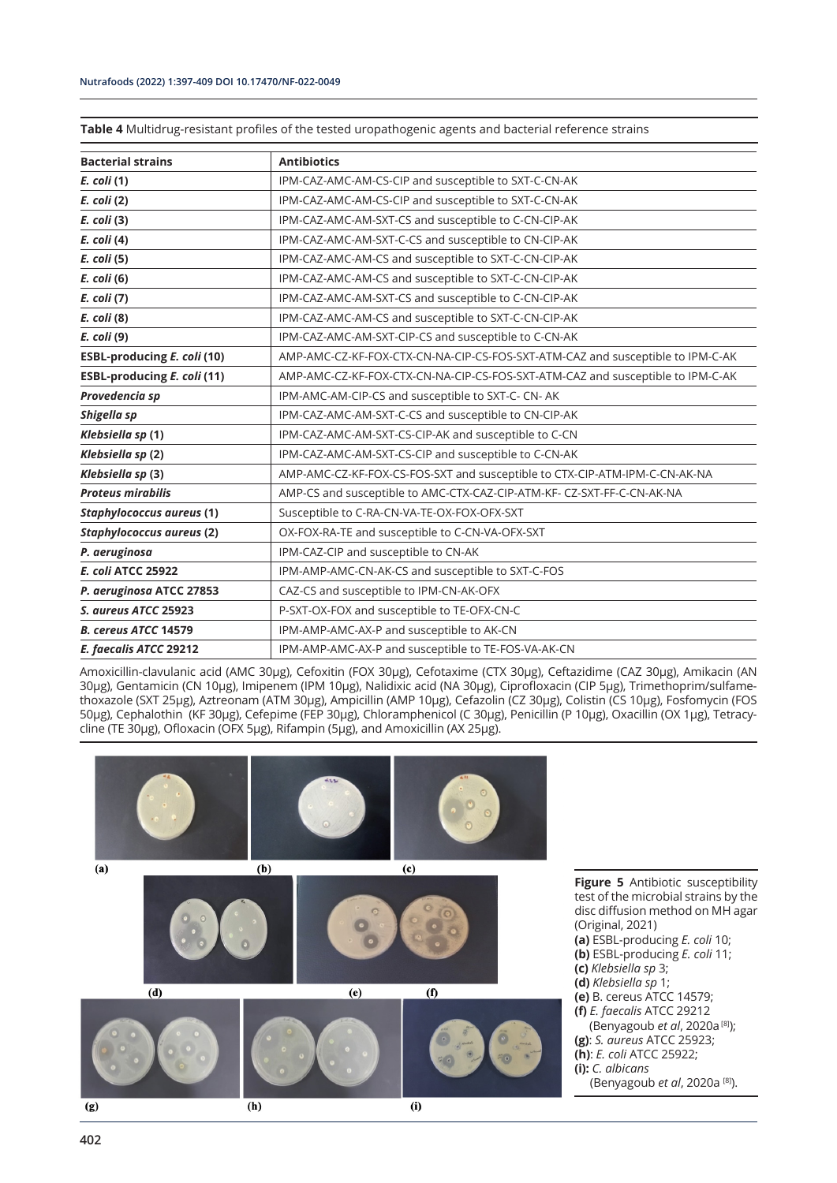**Table 4** Multidrug-resistant profiles of the tested uropathogenic agents and bacterial reference strains

| Bacterial strains | Antibiotics |
|---|---|
| ***E. coli*** **(1)** | IPM-CAZ-AMC-AM-CS-CIP and susceptible to SXT-C-CN-AK |
| ***E. coli*** **(2)** | IPM-CAZ-AMC-AM-CS-CIP and susceptible to SXT-C-CN-AK |
| ***E. coli*** **(3)** | IPM-CAZ-AMC-AM-SXT-CS and susceptible to C-CN-CIP-AK |
| ***E. coli*** **(4)** | IPM-CAZ-AMC-AM-SXT-C-CS and susceptible to CN-CIP-AK |
| ***E. coli*** **(5)** | IPM-CAZ-AMC-AM-CS and susceptible to SXT-C-CN-CIP-AK |
| ***E. coli*** **(6)** | IPM-CAZ-AMC-AM-CS and susceptible to SXT-C-CN-CIP-AK |
| ***E. coli*** **(7)** | IPM-CAZ-AMC-AM-SXT-CS and susceptible to C-CN-CIP-AK |
| ***E. coli*** **(8)** | IPM-CAZ-AMC-AM-CS and susceptible to SXT-C-CN-CIP-AK |
| ***E. coli*** **(9)** | IPM-CAZ-AMC-AM-SXT-CIP-CS and susceptible to C-CN-AK |
| **ESBL-producing *E. coli* (10)** | AMP-AMC-CZ-KF-FOX-CTX-CN-NA-CIP-CS-FOS-SXT-ATM-CAZ and susceptible to IPM-C-AK |
| **ESBL-producing *E. coli* (11)** | AMP-AMC-CZ-KF-FOX-CTX-CN-NA-CIP-CS-FOS-SXT-ATM-CAZ and susceptible to IPM-C-AK |
| ***Provedencia sp*** | IPM-AMC-AM-CIP-CS and susceptible to SXT-C- CN- AK |
| ***Shigella sp*** | IPM-CAZ-AMC-AM-SXT-C-CS and susceptible to CN-CIP-AK |
| ***Klebsiella sp*** **(1)** | IPM-CAZ-AMC-AM-SXT-CS-CIP-AK and susceptible to C-CN |
| ***Klebsiella sp*** **(2)** | IPM-CAZ-AMC-AM-SXT-CS-CIP and susceptible to C-CN-AK |
| ***Klebsiella sp*** **(3)** | AMP-AMC-CZ-KF-FOX-CS-FOS-SXT and susceptible to CTX-CIP-ATM-IPM-C-CN-AK-NA |
| ***Proteus mirabilis*** | AMP-CS and susceptible to AMC-CTX-CAZ-CIP-ATM-KF- CZ-SXT-FF-C-CN-AK-NA |
| ***Staphylococcus aureus*** **(1)** | Susceptible to C-RA-CN-VA-TE-OX-FOX-OFX-SXT |
| ***Staphylococcus aureus*** **(2)** | OX-FOX-RA-TE and susceptible to C-CN-VA-OFX-SXT |
| ***P. aeruginosa*** | IPM-CAZ-CIP and susceptible to CN-AK |
| ***E. coli*** **ATCC 25922** | IPM-AMP-AMC-CN-AK-CS and susceptible to SXT-C-FOS |
| ***P. aeruginosa*** **ATCC 27853** | CAZ-CS and susceptible to IPM-CN-AK-OFX |
| ***S. aureus ATCC*** **25923** | P-SXT-OX-FOX and susceptible to TE-OFX-CN-C |
| ***B. cereus ATCC*** **14579** | IPM-AMP-AMC-AX-P and susceptible to AK-CN |
| ***E. faecalis ATCC*** **29212** | IPM-AMP-AMC-AX-P and susceptible to TE-FOS-VA-AK-CN |

Amoxicillin-clavulanic acid (AMC 30µg), Cefoxitin (FOX 30µg), Cefotaxime (CTX 30µg), Ceftazidime (CAZ 30µg), Amikacin (AN 30µg), Gentamicin (CN 10µg), Imipenem (IPM 10µg), Nalidixic acid (NA 30µg), Ciprofloxacin (CIP 5µg), Trimethoprim/sulfamethoxazole (SXT 25µg), Aztreonam (ATM 30µg), Ampicillin (AMP 10µg), Cefazolin (CZ 30µg), Colistin (CS 10µg), Fosfomycin (FOS 50µg), Cephalothin (KF 30µg), Cefepime (FEP 30µg), Chloramphenicol (C 30µg), Penicillin (P 10µg), Oxacillin (OX 1µg), Tetracycline (TE 30µg), Ofloxacin (OFX 5µg), Rifampin (5µg), and Amoxicillin (AX 25µg).

**Figure 5** Antibiotic susceptibility test of the microbial strains by the disc diffusion method on MH agar (Original, 2021)
**(a)** ESBL-producing *E. coli* 10;
**(b)** ESBL-producing *E. coli* 11;
**(c)** *Klebsiella sp* 3;
**(d)** *Klebsiella sp* 1;
**(e)** B. cereus ATCC 14579;
**(f)** *E. faecalis* ATCC 29212 (Benyagoub *et al*, 2020a [8]);
**(g)**: *S. aureus* ATCC 25923;
**(h)**: *E. coli* ATCC 25922;
**(i):** *C. albicans* (Benyagoub *et al*, 2020a [8]).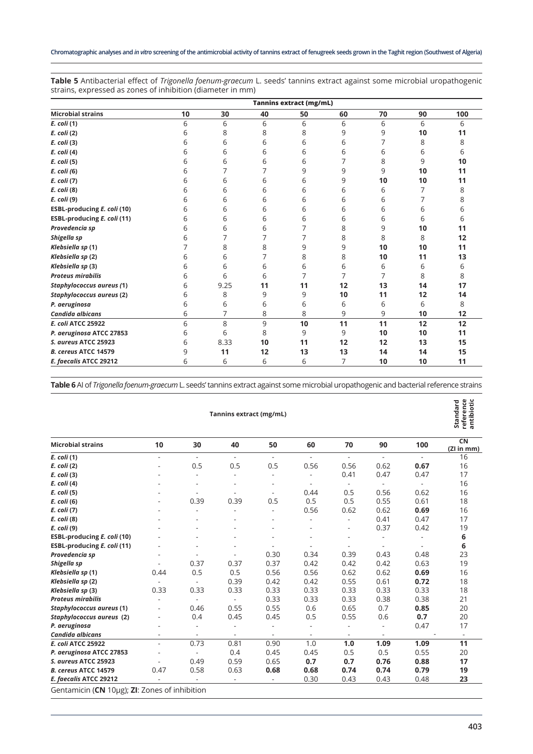**Table 5** Antibacterial effect of *Trigonella foenum-graecum* L. seeds' tannins extract against some microbial uropathogenic strains, expressed as zones of inhibition (diameter in mm)

| | Tannins extract (mg/mL) | | | | | | | |
|---|---|---|---|---|---|---|---|---|
| **Microbial strains** | **10** | **30** | **40** | **50** | **60** | **70** | **90** | **100** |
| ***E. coli*** **(1)** | 6 | 6 | 6 | 6 | 6 | 6 | 6 | 6 |
| ***E. coli*** **(2)** | 6 | 8 | 8 | 8 | 9 | 9 | **10** | **11** |
| ***E. coli*** **(3)** | 6 | 6 | 6 | 6 | 6 | 7 | 8 | 8 |
| ***E. coli*** **(4)** | 6 | 6 | 6 | 6 | 6 | 6 | 6 | 6 |
| ***E. coli*** **(5)** | 6 | 6 | 6 | 6 | 7 | 8 | 9 | **10** |
| ***E. coli*** **(6)** | 6 | 7 | 7 | 9 | 9 | 9 | **10** | **11** |
| ***E. coli*** **(7)** | 6 | 6 | 6 | 6 | 9 | **10** | **10** | **11** |
| ***E. coli*** **(8)** | 6 | 6 | 6 | 6 | 6 | 6 | 7 | 8 |
| ***E. coli*** **(9)** | 6 | 6 | 6 | 6 | 6 | 6 | 7 | 8 |
| **ESBL-producing *E. coli* (10)** | 6 | 6 | 6 | 6 | 6 | 6 | 6 | 6 |
| **ESBL-producing *E. coli* (11)** | 6 | 6 | 6 | 6 | 6 | 6 | 6 | 6 |
| ***Provedencia sp*** | 6 | 6 | 6 | 7 | 8 | 9 | **10** | **11** |
| ***Shigella sp*** | 6 | 7 | 7 | 7 | 8 | 8 | 8 | **12** |
| ***Klebsiella sp*** **(1)** | 7 | 8 | 8 | 9 | 9 | **10** | **10** | **11** |
| ***Klebsiella sp*** **(2)** | 6 | 6 | 7 | 8 | 8 | **10** | **11** | **13** |
| ***Klebsiella sp*** **(3)** | 6 | 6 | 6 | 6 | 6 | 6 | 6 | 6 |
| ***Proteus mirabilis*** | 6 | 6 | 6 | 7 | 7 | 7 | 8 | 8 |
| ***Staphylococcus aureus*** **(1)** | 6 | 9.25 | **11** | **11** | **12** | **13** | **14** | **17** |
| ***Staphylococcus aureus*** **(2)** | 6 | 8 | 9 | 9 | **10** | **11** | **12** | **14** |
| ***P. aeruginosa*** | 6 | 6 | 6 | 6 | 6 | 6 | 6 | 8 |
| ***Candida albicans*** | 6 | 7 | 8 | 8 | 9 | 9 | **10** | **12** |
| ***E. coli*** **ATCC 25922** | 6 | 8 | 9 | **10** | **11** | **11** | **12** | **12** |
| ***P. aeruginosa*** **ATCC 27853** | 6 | 6 | 8 | 9 | 9 | **10** | **10** | **11** |
| ***S. aureus*** **ATCC 25923** | 6 | 8.33 | **10** | **11** | **12** | **12** | **13** | **15** |
| ***B. cereus*** **ATCC 14579** | 9 | **11** | **12** | **13** | **13** | **14** | **14** | **15** |
| ***E. faecalis*** **ATCC 29212** | 6 | 6 | 6 | 6 | 7 | **10** | **10** | **11** |

**Table 6** AI of *Trigonella foenum-graecum* L. seeds' tannins extract against some microbial uropathogenic and bacterial reference strains

| | Tannins extract (mg/mL) | | | | | | | | Standard reference antibiotic |
|---|---|---|---|---|---|---|---|---|---|
| **Microbial strains** | **10** | **30** | **40** | **50** | **60** | **70** | **90** | **100** | **CN (ZI in mm)** |
| ***E. coli*** **(1)** | - | - | - | - | - | - | - | - | 16 |
| ***E. coli*** **(2)** | - | 0.5 | 0.5 | 0.5 | 0.56 | 0.56 | 0.62 | **0.67** | 16 |
| ***E. coli*** **(3)** | - | - | - | - | - | 0.41 | 0.47 | 0.47 | 17 |
| ***E. coli*** **(4)** | - | - | - | - | - | - | - | - | 16 |
| ***E. coli*** **(5)** | - | - | - | - | 0.44 | 0.5 | 0.56 | 0.62 | 16 |
| ***E. coli*** **(6)** | - | 0.39 | 0.39 | 0.5 | 0.5 | 0.5 | 0.55 | 0.61 | 18 |
| ***E. coli*** **(7)** | - | - | - | - | 0.56 | 0.62 | 0.62 | **0.69** | 16 |
| ***E. coli*** **(8)** | - | - | - | - | - | - | 0.41 | 0.47 | 17 |
| ***E. coli*** **(9)** | - | - | - | - | - | - | 0.37 | 0.42 | 19 |
| **ESBL-producing *E. coli* (10)** | - | - | - | - | - | - | - | - | **6** |
| **ESBL-producing *E. coli* (11)** | - | - | - | - | - | - | - | - | **6** |
| ***Provedencia sp*** | - | - | - | 0.30 | 0.34 | 0.39 | 0.43 | 0.48 | 23 |
| ***Shigella sp*** | - | 0.37 | 0.37 | 0.37 | 0.42 | 0.42 | 0.42 | 0.63 | 19 |
| ***Klebsiella sp*** **(1)** | 0.44 | 0.5 | 0.5 | 0.56 | 0.56 | 0.62 | 0.62 | **0.69** | 16 |
| ***Klebsiella sp*** **(2)** | - | - | 0.39 | 0.42 | 0.42 | 0.55 | 0.61 | **0.72** | 18 |
| ***Klebsiella sp*** **(3)** | 0.33 | 0.33 | 0.33 | 0.33 | 0.33 | 0.33 | 0.33 | 0.33 | 18 |
| ***Proteus mirabilis*** | - | - | - | 0.33 | 0.33 | 0.33 | 0.38 | 0.38 | 21 |
| ***Staphylococcus aureus*** **(1)** | - | 0.46 | 0.55 | 0.55 | 0.6 | 0.65 | 0.7 | **0.85** | 20 |
| ***Staphylococcus aureus*** **(2)** | - | 0.4 | 0.45 | 0.45 | 0.5 | 0.55 | 0.6 | **0.7** | 20 |
| ***P. aeruginosa*** | - | - | - | - | - | - | - | 0.47 | 17 |
| ***Candida albicans*** | - | - | - | - | - | - | - | - | - |
| ***E. coli*** **ATCC 25922** | - | 0.73 | 0.81 | 0.90 | 1.0 | **1.0** | **1.09** | **1.09** | **11** |
| ***P. aeruginosa*** **ATCC 27853** | - | - | 0.4 | 0.45 | 0.45 | 0.5 | 0.5 | 0.55 | 20 |
| ***S. aureus*** **ATCC 25923** | - | 0.49 | 0.59 | 0.65 | **0.7** | **0.7** | **0.76** | **0.88** | **17** |
| ***B. cereus*** **ATCC 14579** | 0.47 | 0.58 | 0.63 | **0.68** | **0.68** | **0.74** | **0.74** | **0.79** | **19** |
| ***E. faecalis*** **ATCC 29212** | - | - | - | - | 0.30 | 0.43 | 0.43 | 0.48 | **23** |

Gentamicin (**CN** 10µg); **ZI**: Zones of inhibition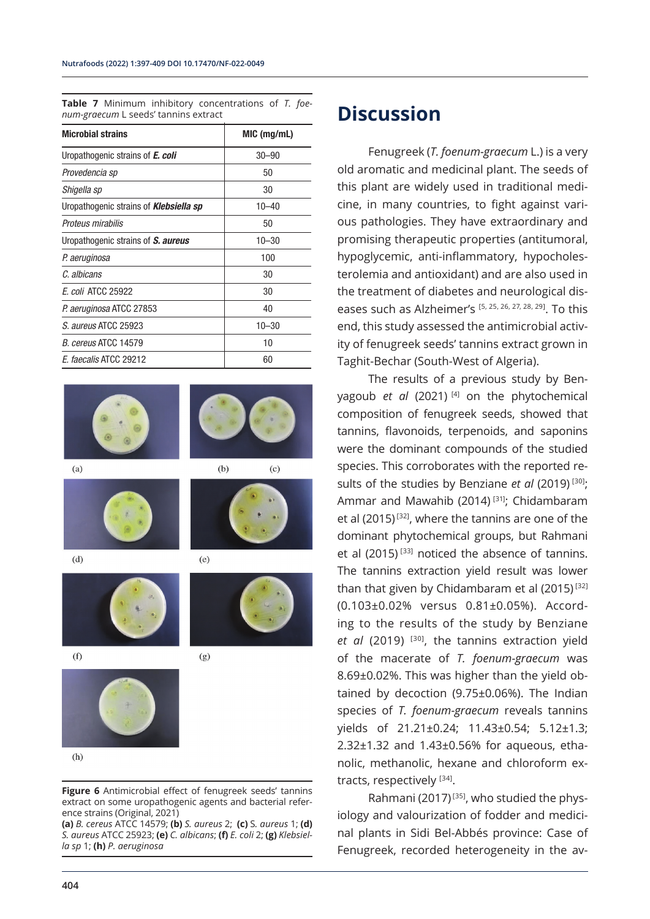**Table 7** Minimum inhibitory concentrations of *T. foenum-graecum* L seeds' tannins extract

| Microbial strains | MIC (mg/mL) |
| --- | --- |
| Uropathogenic strains of ***E. coli*** | 30–90 |
| *Provedencia sp* | 50 |
| *Shigella sp* | 30 |
| Uropathogenic strains of ***Klebsiella sp*** | 10–40 |
| *Proteus mirabilis* | 50 |
| Uropathogenic strains of ***S. aureus*** | 10–30 |
| *P. aeruginosa* | 100 |
| *C. albicans* | 30 |
| *E. coli* ATCC 25922 | 30 |
| *P. aeruginosa* ATCC 27853 | 40 |
| *S. aureus* ATCC 25923 | 10–30 |
| *B. cereus* ATCC 14579 | 10 |
| *E. faecalis* ATCC 29212 | 60 |

**Figure 6** Antimicrobial effect of fenugreek seeds' tannins extract on some uropathogenic agents and bacterial reference strains (Original, 2021)
**(a)** *B. cereus* ATCC 14579; **(b)** *S. aureus* 2; **(c)** S. *aureus* 1; **(d)** *S. aureus* ATCC 25923; **(e)** *C. albicans*; **(f)** *E. coli* 2; **(g)** *Klebsiella sp* 1; **(h)** *P. aeruginosa*

# Discussion

Fenugreek (*T. foenum-graecum* L.) is a very old aromatic and medicinal plant. The seeds of this plant are widely used in traditional medicine, in many countries, to fight against various pathologies. They have extraordinary and promising therapeutic properties (antitumoral, hypoglycemic, anti-inflammatory, hypocholesterolemia and antioxidant) and are also used in the treatment of diabetes and neurological diseases such as Alzheimer's [5, 25, 26, 27, 28, 29]. To this end, this study assessed the antimicrobial activity of fenugreek seeds' tannins extract grown in Taghit-Bechar (South-West of Algeria).

The results of a previous study by Benyagoub *et al* (2021) [4] on the phytochemical composition of fenugreek seeds, showed that tannins, flavonoids, terpenoids, and saponins were the dominant compounds of the studied species. This corroborates with the reported results of the studies by Benziane *et al* (2019) [30]; Ammar and Mawahib (2014) [31]; Chidambaram et al (2015) [32], where the tannins are one of the dominant phytochemical groups, but Rahmani et al (2015) [33] noticed the absence of tannins. The tannins extraction yield result was lower than that given by Chidambaram et al (2015) [32] (0.103±0.02% versus 0.81±0.05%). According to the results of the study by Benziane *et al* (2019) [30], the tannins extraction yield of the macerate of *T. foenum-graecum* was 8.69±0.02%. This was higher than the yield obtained by decoction (9.75±0.06%). The Indian species of *T. foenum-graecum* reveals tannins yields of 21.21±0.24; 11.43±0.54; 5.12±1.3; 2.32±1.32 and 1.43±0.56% for aqueous, ethanolic, methanolic, hexane and chloroform extracts, respectively [34].

Rahmani (2017) [35], who studied the physiology and valourization of fodder and medicinal plants in Sidi Bel-Abbés province: Case of Fenugreek, recorded heterogeneity in the av-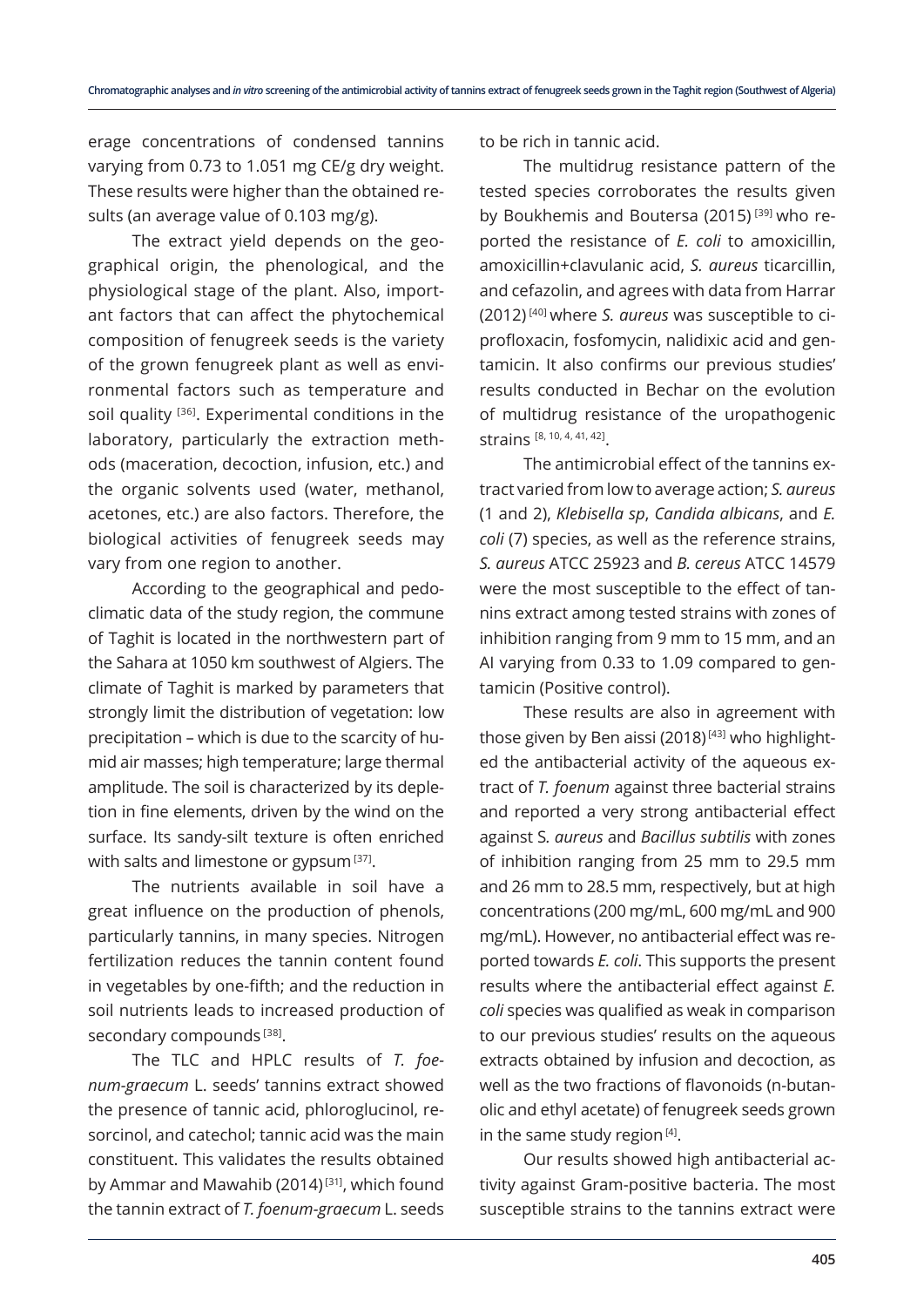erage concentrations of condensed tannins varying from 0.73 to 1.051 mg CE/g dry weight. These results were higher than the obtained results (an average value of 0.103 mg/g).

The extract yield depends on the geographical origin, the phenological, and the physiological stage of the plant. Also, important factors that can affect the phytochemical composition of fenugreek seeds is the variety of the grown fenugreek plant as well as environmental factors such as temperature and soil quality [36]. Experimental conditions in the laboratory, particularly the extraction methods (maceration, decoction, infusion, etc.) and the organic solvents used (water, methanol, acetones, etc.) are also factors. Therefore, the biological activities of fenugreek seeds may vary from one region to another.

According to the geographical and pedoclimatic data of the study region, the commune of Taghit is located in the northwestern part of the Sahara at 1050 km southwest of Algiers. The climate of Taghit is marked by parameters that strongly limit the distribution of vegetation: low precipitation – which is due to the scarcity of humid air masses; high temperature; large thermal amplitude. The soil is characterized by its depletion in fine elements, driven by the wind on the surface. Its sandy-silt texture is often enriched with salts and limestone or gypsum [37].

The nutrients available in soil have a great influence on the production of phenols, particularly tannins, in many species. Nitrogen fertilization reduces the tannin content found in vegetables by one-fifth; and the reduction in soil nutrients leads to increased production of secondary compounds [38].

The TLC and HPLC results of *T. foenum-graecum* L. seeds' tannins extract showed the presence of tannic acid, phloroglucinol, resorcinol, and catechol; tannic acid was the main constituent. This validates the results obtained by Ammar and Mawahib (2014) [31], which found the tannin extract of *T. foenum-graecum* L. seeds to be rich in tannic acid.

The multidrug resistance pattern of the tested species corroborates the results given by Boukhemis and Boutersa (2015) [39] who reported the resistance of *E. coli* to amoxicillin, amoxicillin+clavulanic acid, *S. aureus* ticarcillin, and cefazolin, and agrees with data from Harrar (2012) [40] where *S. aureus* was susceptible to ciprofloxacin, fosfomycin, nalidixic acid and gentamicin. It also confirms our previous studies' results conducted in Bechar on the evolution of multidrug resistance of the uropathogenic strains [8, 10, 4, 41, 42].

The antimicrobial effect of the tannins extract varied from low to average action; *S. aureus* (1 and 2), *Klebisella sp*, *Candida albicans*, and *E. coli* (7) species, as well as the reference strains, *S. aureus* ATCC 25923 and *B. cereus* ATCC 14579 were the most susceptible to the effect of tannins extract among tested strains with zones of inhibition ranging from 9 mm to 15 mm, and an AI varying from 0.33 to 1.09 compared to gentamicin (Positive control).

These results are also in agreement with those given by Ben aissi (2018) [43] who highlighted the antibacterial activity of the aqueous extract of *T. foenum* against three bacterial strains and reported a very strong antibacterial effect against S. *aureus* and *Bacillus subtilis* with zones of inhibition ranging from 25 mm to 29.5 mm and 26 mm to 28.5 mm, respectively, but at high concentrations (200 mg/mL, 600 mg/mL and 900 mg/mL). However, no antibacterial effect was reported towards *E. coli*. This supports the present results where the antibacterial effect against *E. coli* species was qualified as weak in comparison to our previous studies' results on the aqueous extracts obtained by infusion and decoction, as well as the two fractions of flavonoids (n-butanolic and ethyl acetate) of fenugreek seeds grown in the same study region [4].

Our results showed high antibacterial activity against Gram-positive bacteria. The most susceptible strains to the tannins extract were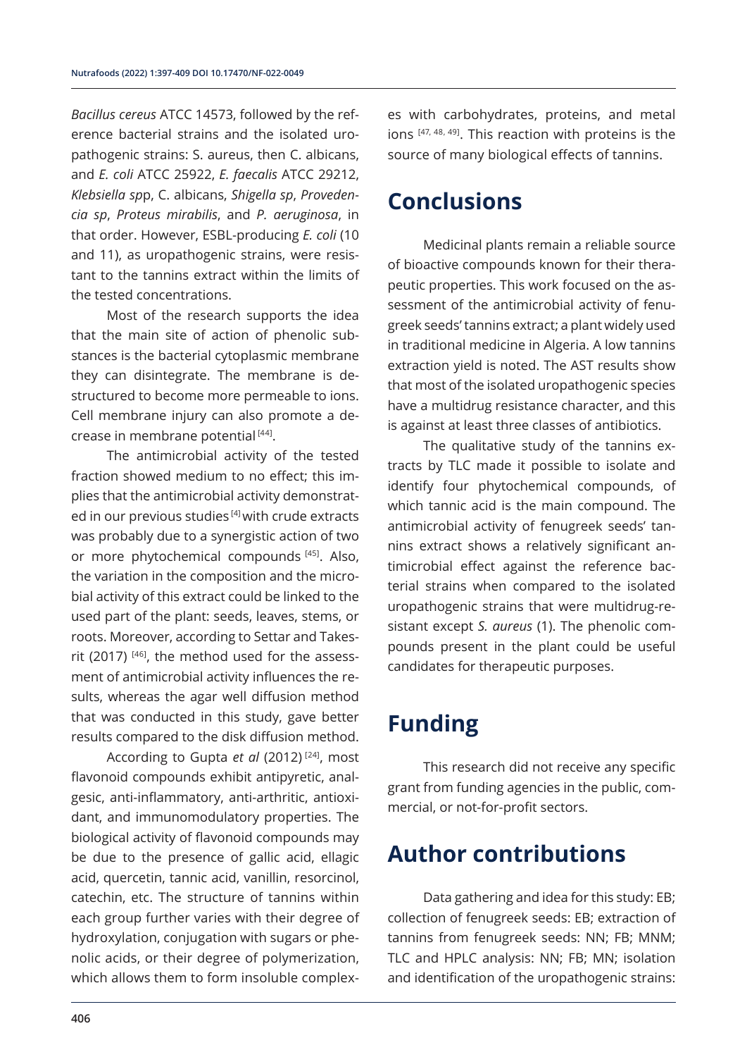*Bacillus cereus* ATCC 14573, followed by the reference bacterial strains and the isolated uropathogenic strains: S. aureus, then C. albicans, and *E. coli* ATCC 25922, *E. faecalis* ATCC 29212, *Klebsiella sp*p, C. albicans, *Shigella sp*, *Providencia sp*, *Proteus mirabilis*, and *P. aeruginosa*, in that order. However, ESBL-producing *E. coli* (10 and 11), as uropathogenic strains, were resistant to the tannins extract within the limits of the tested concentrations.

Most of the research supports the idea that the main site of action of phenolic substances is the bacterial cytoplasmic membrane they can disintegrate. The membrane is destructured to become more permeable to ions. Cell membrane injury can also promote a decrease in membrane potential [44].

The antimicrobial activity of the tested fraction showed medium to no effect; this implies that the antimicrobial activity demonstrated in our previous studies [4] with crude extracts was probably due to a synergistic action of two or more phytochemical compounds [45]. Also, the variation in the composition and the microbial activity of this extract could be linked to the used part of the plant: seeds, leaves, stems, or roots. Moreover, according to Settar and Takesrit (2017) [46], the method used for the assessment of antimicrobial activity influences the results, whereas the agar well diffusion method that was conducted in this study, gave better results compared to the disk diffusion method.

According to Gupta *et al* (2012) [24], most flavonoid compounds exhibit antipyretic, analgesic, anti-inflammatory, anti-arthritic, antioxidant, and immunomodulatory properties. The biological activity of flavonoid compounds may be due to the presence of gallic acid, ellagic acid, quercetin, tannic acid, vanillin, resorcinol, catechin, etc. The structure of tannins within each group further varies with their degree of hydroxylation, conjugation with sugars or phenolic acids, or their degree of polymerization, which allows them to form insoluble complexes with carbohydrates, proteins, and metal ions [47, 48, 49]. This reaction with proteins is the source of many biological effects of tannins.

## Conclusions

Medicinal plants remain a reliable source of bioactive compounds known for their therapeutic properties. This work focused on the assessment of the antimicrobial activity of fenugreek seeds' tannins extract; a plant widely used in traditional medicine in Algeria. A low tannins extraction yield is noted. The AST results show that most of the isolated uropathogenic species have a multidrug resistance character, and this is against at least three classes of antibiotics.

The qualitative study of the tannins extracts by TLC made it possible to isolate and identify four phytochemical compounds, of which tannic acid is the main compound. The antimicrobial activity of fenugreek seeds' tannins extract shows a relatively significant antimicrobial effect against the reference bacterial strains when compared to the isolated uropathogenic strains that were multidrug-resistant except *S. aureus* (1). The phenolic compounds present in the plant could be useful candidates for therapeutic purposes.

## Funding

This research did not receive any specific grant from funding agencies in the public, commercial, or not-for-profit sectors.

## Author contributions

Data gathering and idea for this study: EB; collection of fenugreek seeds: EB; extraction of tannins from fenugreek seeds: NN; FB; MNM; TLC and HPLC analysis: NN; FB; MN; isolation and identification of the uropathogenic strains: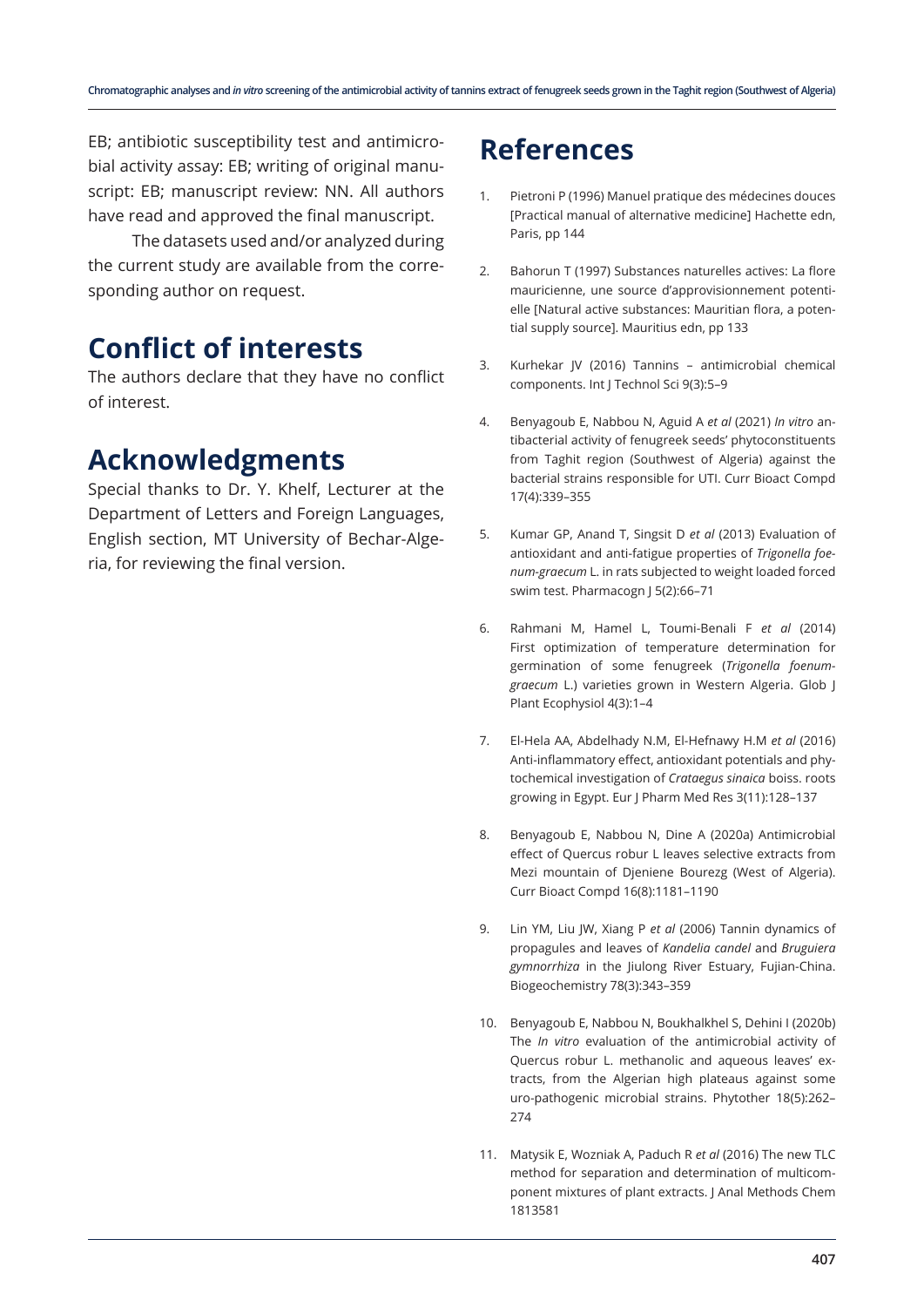EB; antibiotic susceptibility test and antimicrobial activity assay: EB; writing of original manuscript: EB; manuscript review: NN. All authors have read and approved the final manuscript.

The datasets used and/or analyzed during the current study are available from the corresponding author on request.

## Conflict of interests

The authors declare that they have no conflict of interest.

## Acknowledgments

Special thanks to Dr. Y. Khelf, Lecturer at the Department of Letters and Foreign Languages, English section, MT University of Bechar-Algeria, for reviewing the final version.

# References

1. Pietroni P (1996) Manuel pratique des médecines douces [Practical manual of alternative medicine] Hachette edn, Paris, pp 144
2. Bahorun T (1997) Substances naturelles actives: La flore mauricienne, une source d'approvisionnement potentielle [Natural active substances: Mauritian flora, a potential supply source]. Mauritius edn, pp 133
3. Kurhekar JV (2016) Tannins – antimicrobial chemical components. Int J Technol Sci 9(3):5–9
4. Benyagoub E, Nabbou N, Aguid A *et al* (2021) *In vitro* antibacterial activity of fenugreek seeds' phytoconstituents from Taghit region (Southwest of Algeria) against the bacterial strains responsible for UTI. Curr Bioact Compd 17(4):339–355
5. Kumar GP, Anand T, Singsit D *et al* (2013) Evaluation of antioxidant and anti-fatigue properties of *Trigonella foenum-graecum* L. in rats subjected to weight loaded forced swim test. Pharmacogn J 5(2):66–71
6. Rahmani M, Hamel L, Toumi-Benali F *et al* (2014) First optimization of temperature determination for germination of some fenugreek (*Trigonella foenum-graecum* L.) varieties grown in Western Algeria. Glob J Plant Ecophysiol 4(3):1–4
7. El-Hela AA, Abdelhady N.M, El-Hefnawy H.M *et al* (2016) Anti-inflammatory effect, antioxidant potentials and phytochemical investigation of *Crataegus sinaica* boiss. roots growing in Egypt. Eur J Pharm Med Res 3(11):128–137
8. Benyagoub E, Nabbou N, Dine A (2020a) Antimicrobial effect of Quercus robur L leaves selective extracts from Mezi mountain of Djeniene Bourezg (West of Algeria). Curr Bioact Compd 16(8):1181–1190
9. Lin YM, Liu JW, Xiang P *et al* (2006) Tannin dynamics of propagules and leaves of *Kandelia candel* and *Bruguiera gymnorrhiza* in the Jiulong River Estuary, Fujian-China. Biogeochemistry 78(3):343–359
10. Benyagoub E, Nabbou N, Boukhalkhel S, Dehini I (2020b) The *In vitro* evaluation of the antimicrobial activity of Quercus robur L. methanolic and aqueous leaves' extracts, from the Algerian high plateaus against some uro-pathogenic microbial strains. Phytother 18(5):262–274
11. Matysik E, Wozniak A, Paduch R *et al* (2016) The new TLC method for separation and determination of multicomponent mixtures of plant extracts. J Anal Methods Chem 1813581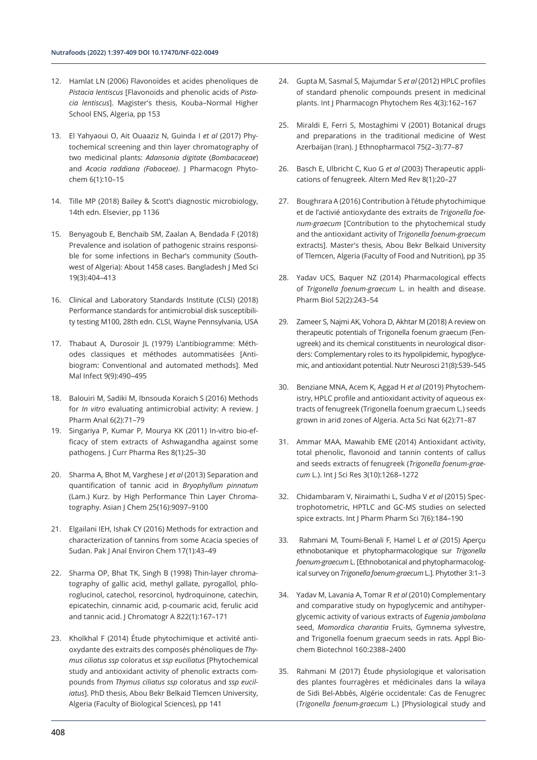12. Hamlat LN (2006) Flavonoïdes et acides phenoliques de *Pistacia lentiscus* [Flavonoids and phenolic acids of *Pistacia lentiscus*]. Magister's thesis, Kouba–Normal Higher School ENS, Algeria, pp 153

13. El Yahyaoui O, Ait Ouaaziz N, Guinda I *et al* (2017) Phytochemical screening and thin layer chromatography of two medicinal plants: *Adansonia digitate* (*Bombacaceae*) and *Acacia raddiana (Fabaceae)*. J Pharmacogn Phytochem 6(1):10–15

14. Tille MP (2018) Bailey & Scott's diagnostic microbiology, 14th edn. Elsevier, pp 1136

15. Benyagoub E, Benchaib SM, Zaalan A, Bendada F (2018) Prevalence and isolation of pathogenic strains responsible for some infections in Bechar's community (Southwest of Algeria): About 1458 cases. Bangladesh J Med Sci 19(3):404–413

16. Clinical and Laboratory Standards Institute (CLSI) (2018) Performance standards for antimicrobial disk susceptibility testing M100, 28th edn. CLSI, Wayne Pennsylvania, USA

17. Thabaut A, Durosoir JL (1979) L'antibiogramme: Méthodes classiques et méthodes autommatisées [Antibiogram: Conventional and automated methods]. Med Mal Infect 9(9):490–495

18. Balouiri M, Sadiki M, Ibnsouda Koraich S (2016) Methods for *In vitro* evaluating antimicrobial activity: A review. J Pharm Anal 6(2):71–79

19. Singariya P, Kumar P, Mourya KK (2011) In-vitro bio-efficacy of stem extracts of Ashwagandha against some pathogens. J Curr Pharma Res 8(1):25–30

20. Sharma A, Bhot M, Varghese J *et al* (2013) Separation and quantification of tannic acid in *Bryophyllum pinnatum* (Lam.) Kurz. by High Performance Thin Layer Chromatography. Asian J Chem 25(16):9097–9100

21. Elgailani IEH, Ishak CY (2016) Methods for extraction and characterization of tannins from some Acacia species of Sudan. Pak J Anal Environ Chem 17(1):43–49

22. Sharma OP, Bhat TK, Singh B (1998) Thin-layer chromatography of gallic acid, methyl gallate, pyrogallol, phloroglucinol, catechol, resorcinol, hydroquinone, catechin, epicatechin, cinnamic acid, p-coumaric acid, ferulic acid and tannic acid. J Chromatogr A 822(1):167–171

23. Kholkhal F (2014) Étude phytochimique et activité antioxydante des extraits des composés phénoliques de *Thymus ciliatus ssp* coloratus et *ssp euciliatus* [Phytochemical study and antioxidant activity of phenolic extracts compounds from *Thymus ciliatus ssp* coloratus and *ssp euciliatus*]. PhD thesis, Abou Bekr Belkaid Tlemcen University, Algeria (Faculty of Biological Sciences), pp 141

24. Gupta M, Sasmal S, Majumdar S *et al* (2012) HPLC profiles of standard phenolic compounds present in medicinal plants. Int J Pharmacogn Phytochem Res 4(3):162–167

25. Miraldi E, Ferri S, Mostaghimi V (2001) Botanical drugs and preparations in the traditional medicine of West Azerbaijan (Iran). J Ethnopharmacol 75(2–3):77–87

26. Basch E, Ulbricht C, Kuo G *et al* (2003) Therapeutic applications of fenugreek. Altern Med Rev 8(1):20–27

27. Boughrara A (2016) Contribution à l'étude phytochimique et de l'activié antioxydante des extraits de *Trigonella foenum-graecum* [Contribution to the phytochemical study and the antioxidant activity of *Trigonella foenum-graecum* extracts]. Master's thesis, Abou Bekr Belkaid University of Tlemcen, Algeria (Faculty of Food and Nutrition), pp 35

28. Yadav UCS, Baquer NZ (2014) Pharmacological effects of *Trigonella foenum-graecum* L. in health and disease. Pharm Biol 52(2):243–54

29. Zameer S, Najmi AK, Vohora D, Akhtar M (2018) A review on therapeutic potentials of Trigonella foenum graecum (Fenugreek) and its chemical constituents in neurological disorders: Complementary roles to its hypolipidemic, hypoglycemic, and antioxidant potential. Nutr Neurosci 21(8):539–545

30. Benziane MNA, Acem K, Aggad H *et al* (2019) Phytochemistry, HPLC profile and antioxidant activity of aqueous extracts of fenugreek (Trigonella foenum graecum L.) seeds grown in arid zones of Algeria. Acta Sci Nat 6(2):71–87

31. Ammar MAA, Mawahib EME (2014) Antioxidant activity, total phenolic, flavonoid and tannin contents of callus and seeds extracts of fenugreek (*Trigonella foenum-graecum* L.). Int J Sci Res 3(10):1268–1272

32. Chidambaram V, Niraimathi L, Sudha V *et al* (2015) Spectrophotometric, HPTLC and GC-MS studies on selected spice extracts. Int J Pharm Pharm Sci 7(6):184–190

33. Rahmani M, Toumi-Benali F, Hamel L *et al* (2015) Aperçu ethnobotanique et phytopharmacologique sur *Trigonella foenum-graecum* L. [Ethnobotanical and phytopharmacological survey on *Trigonella foenum-graecum* L.]. Phytother 3:1–3

34. Yadav M, Lavania A, Tomar R *et al* (2010) Complementary and comparative study on hypoglycemic and antihyperglycemic activity of various extracts of *Eugenia jambolana* seed, *Momordica charantia* Fruits, Gymnema sylvestre, and Trigonella foenum graecum seeds in rats. Appl Biochem Biotechnol 160:2388–2400

35. Rahmani M (2017) Étude physiologique et valorisation des plantes fourragères et médicinales dans la wilaya de Sidi Bel-Abbés, Algérie occidentale: Cas de Fenugrec (*Trigonella foenum-graecum* L.) [Physiological study and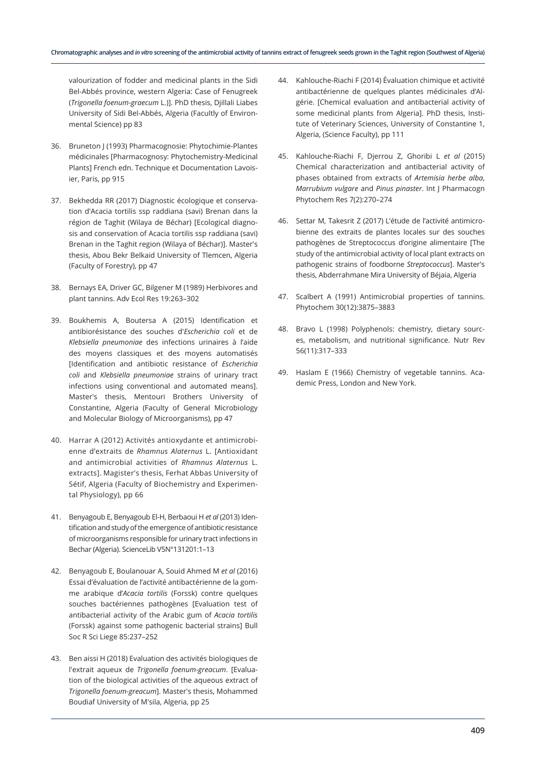valourization of fodder and medicinal plants in the Sidi Bel-Abbés province, western Algeria: Case of Fenugreek (*Trigonella foenum-graecum* L.)]. PhD thesis, Djillali Liabes University of Sidi Bel-Abbés, Algeria (Facultly of Environmental Science) pp 83

36. Bruneton J (1993) Pharmacognosie: Phytochimie-Plantes médicinales [Pharmacognosy: Phytochemistry-Medicinal Plants] French edn. Technique et Documentation Lavoisier, Paris, pp 915

37. Bekhedda RR (2017) Diagnostic écologique et conservation d'Acacia tortilis ssp raddiana (savi) Brenan dans la région de Taghit (Wilaya de Béchar) [Ecological diagnosis and conservation of Acacia tortilis ssp raddiana (savi) Brenan in the Taghit region (Wilaya of Béchar)]. Master's thesis, Abou Bekr Belkaid University of Tlemcen, Algeria (Faculty of Forestry), pp 47

38. Bernays EA, Driver GC, Bilgener M (1989) Herbivores and plant tannins. Adv Ecol Res 19:263–302

39. Boukhemis A, Boutersa A (2015) Identification et antibiorésistance des souches d'*Escherichia coli* et de *Klebsiella pneumoniae* des infections urinaires à l'aide des moyens classiques et des moyens automatisés [Identification and antibiotic resistance of *Escherichia coli* and *Klebsiella pneumoniae* strains of urinary tract infections using conventional and automated means]. Master's thesis, Mentouri Brothers University of Constantine, Algeria (Faculty of General Microbiology and Molecular Biology of Microorganisms), pp 47

40. Harrar A (2012) Activités antioxydante et antimicrobienne d'extraits de *Rhamnus Alaternus* L. [Antioxidant and antimicrobial activities of *Rhamnus Alaternus* L. extracts]. Magister's thesis, Ferhat Abbas University of Sétif, Algeria (Faculty of Biochemistry and Experimental Physiology), pp 66

41. Benyagoub E, Benyagoub El-H, Berbaoui H *et al* (2013) Identification and study of the emergence of antibiotic resistance of microorganisms responsible for urinary tract infections in Bechar (Algeria). ScienceLib V5N°131201:1–13

42. Benyagoub E, Boulanouar A, Souid Ahmed M *et al* (2016) Essai d'évaluation de l'activité antibactérienne de la gomme arabique d'*Acacia tortilis* (Forssk) contre quelques souches bactériennes pathogènes [Evaluation test of antibacterial activity of the Arabic gum of *Acacia tortilis* (Forssk) against some pathogenic bacterial strains] Bull Soc R Sci Liege 85:237–252

43. Ben aissi H (2018) Evaluation des activités biologiques de l'extrait aqueux de *Trigonella foenum-greacum*. [Evaluation of the biological activities of the aqueous extract of *Trigonella foenum-greacum*]. Master's thesis, Mohammed Boudiaf University of M'sila, Algeria, pp 25

44. Kahlouche-Riachi F (2014) Évaluation chimique et activité antibactérienne de quelques plantes médicinales d'Algérie. [Chemical evaluation and antibacterial activity of some medicinal plants from Algeria]. PhD thesis, Institute of Veterinary Sciences, University of Constantine 1, Algeria, (Science Faculty), pp 111

45. Kahlouche-Riachi F, Djerrou Z, Ghoribi L *et al* (2015) Chemical characterization and antibacterial activity of phases obtained from extracts of *Artemisia herbe alba*, *Marrubium vulgare* and *Pinus pinaster*. Int J Pharmacogn Phytochem Res 7(2):270–274

46. Settar M, Takesrit Z (2017) L'étude de l'activité antimicrobienne des extraits de plantes locales sur des souches pathogènes de Streptococcus d'origine alimentaire [The study of the antimicrobial activity of local plant extracts on pathogenic strains of foodborne *Streptococcus*]. Master's thesis, Abderrahmane Mira University of Béjaia, Algeria

47. Scalbert A (1991) Antimicrobial properties of tannins. Phytochem 30(12):3875–3883

48. Bravo L (1998) Polyphenols: chemistry, dietary sources, metabolism, and nutritional significance. Nutr Rev 56(11):317–333

49. Haslam E (1966) Chemistry of vegetable tannins. Academic Press, London and New York.